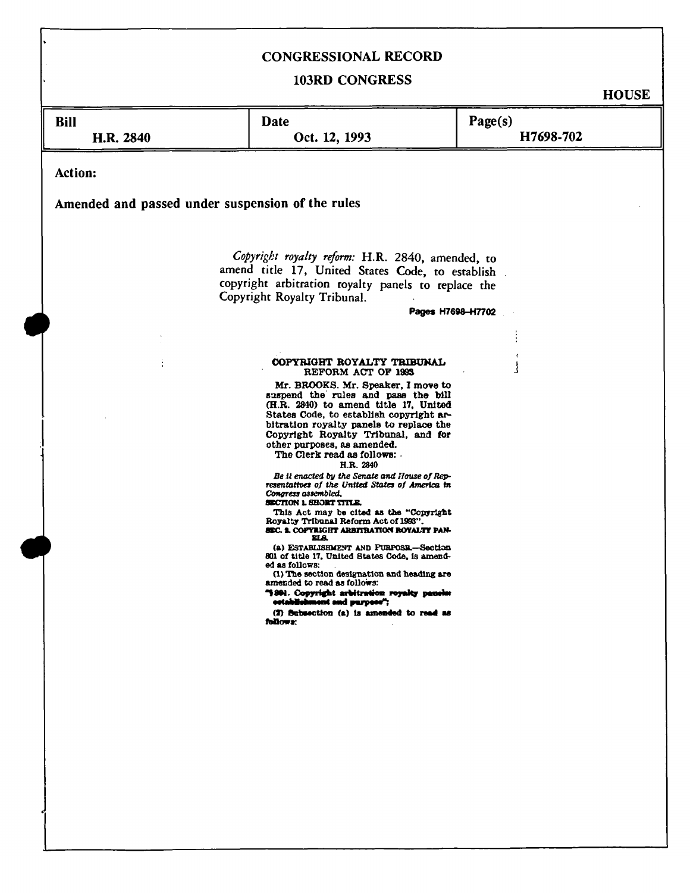# CONGRESSIONAL RECORD

## 103RD CONGRESS

HOUSE

| Bill | Date | Page(s) |
|---|---|---|
| H.R. 2840 | Oct. 12, 1993 | H7698-702 |

**Action:**

**Amended and passed under suspension of the rules**

*Copyright royalty reform:* H.R. 2840, amended, to amend title 17, United States Code, to establish copyright arbitration royalty panels to replace the Copyright Royalty Tribunal.

**Pages H7698–H7702**

### COPYRIGHT ROYALTY TRIBUNAL REFORM ACT OF 1993

Mr. BROOKS. Mr. Speaker, I move to suspend the rules and pass the bill (H.R. 2840) to amend title 17, United States Code, to establish copyright arbitration royalty panels to replace the Copyright Royalty Tribunal, and for other purposes, as amended.

The Clerk read as follows:

H.R. 2840

*Be it enacted by the Senate and House of Representatives of the United States of America in Congress assembled,*

**SECTION 1. SHORT TITLE.**

This Act may be cited as the "Copyright Royalty Tribunal Reform Act of 1993".

**SEC. 2. COPYRIGHT ARBITRATION ROYALTY PANELS.**

(a) ESTABLISHMENT AND PURPOSE.—Section 801 of title 17, United States Code, is amended as follows:

(1) The section designation and heading are amended to read as follows:

**"§ 801. Copyright arbitration royalty panels: establishment and purpose";**

**(2) Subsection (a) is amended to read as follows:**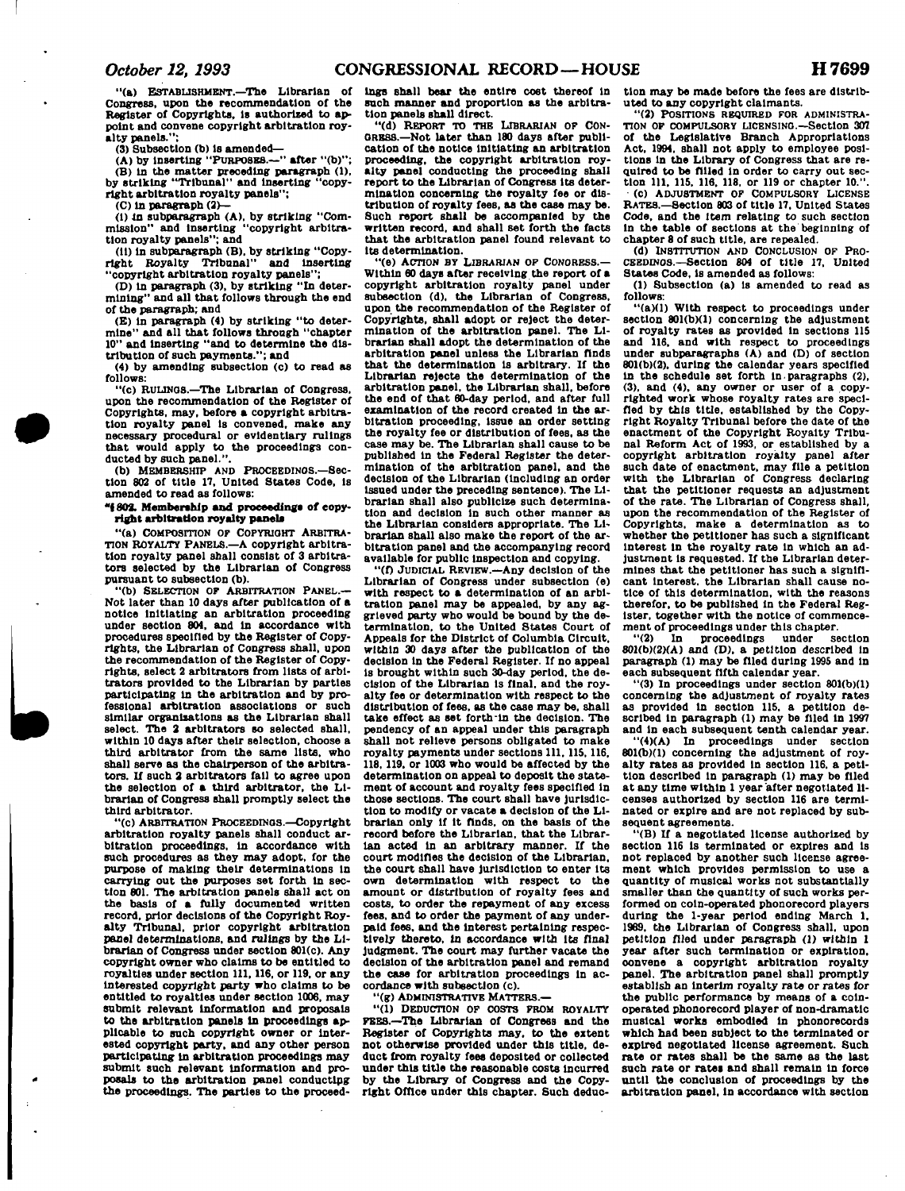"(a) ESTABLISHMENT.—The Librarian of Congress, upon the recommendation of the Register of Copyrights, is authorized to appoint and convene copyright arbitration royalty panels.";

(3) Subsection (b) is amended—

(A) by inserting "PURPOSES.—" after "(b)";

(B) in the matter preceding paragraph (1), by striking "Tribunal" and inserting "copyright arbitration royalty panels";

(C) in paragraph (2)—

(i) in subparagraph (A), by striking "Commission" and inserting "copyright arbitration royalty panels"; and

(ii) in subparagraph (B), by striking "Copyright Royalty Tribunal" and inserting "copyright arbitration royalty panels";

(D) in paragraph (3), by striking "In determining" and all that follows through the end of the paragraph; and

(E) in paragraph (4) by striking "to determine" and all that follows through "chapter 10" and inserting "and to determine the distribution of such payments."; and

(4) by amending subsection (c) to read as follows:

"(c) RULINGS.—The Librarian of Congress, upon the recommendation of the Register of Copyrights, may, before a copyright arbitration royalty panel is convened, make any necessary procedural or evidentiary rulings that would apply to the proceedings conducted by such panel.".

(b) MEMBERSHIP AND PROCEEDINGS.—Section 802 of title 17, United States Code, is amended to read as follows:

**"§ 802. Membership and proceedings of copyright arbitration royalty panels**

"(a) COMPOSITION OF COPYRIGHT ARBITRATION ROYALTY PANELS.—A copyright arbitration royalty panel shall consist of 3 arbitrators selected by the Librarian of Congress pursuant to subsection (b).

"(b) SELECTION OF ARBITRATION PANEL.—Not later than 10 days after publication of a notice initiating an arbitration proceeding under section 804, and in accordance with procedures specified by the Register of Copyrights, the Librarian of Congress shall, upon the recommendation of the Register of Copyrights, select 2 arbitrators from lists of arbitrators provided to the Librarian by parties participating in the arbitration and by professional arbitration associations or such similar organizations as the Librarian shall select. The 2 arbitrators so selected shall, within 10 days after their selection, choose a third arbitrator from the same lists, who shall serve as the chairperson of the arbitrators. If such 2 arbitrators fail to agree upon the selection of a third arbitrator, the Librarian of Congress shall promptly select the third arbitrator.

"(c) ARBITRATION PROCEEDINGS.—Copyright arbitration royalty panels shall conduct arbitration proceedings, in accordance with such procedures as they may adopt, for the purpose of making their determinations in carrying out the purposes set forth in section 801. The arbitration panels shall act on the basis of a fully documented written record, prior decisions of the Copyright Royalty Tribunal, prior copyright arbitration panel determinations, and rulings by the Librarian of Congress under section 801(c). Any copyright owner who claims to be entitled to royalties under section 111, 116, or 119, or any interested copyright party who claims to be entitled to royalties under section 1006, may submit relevant information and proposals to the arbitration panels in proceedings applicable to such copyright owner or interested copyright party, and any other person participating in arbitration proceedings may submit such relevant information and proposals to the arbitration panel conducting the proceedings. The parties to the proceedings shall bear the entire cost thereof in such manner and proportion as the arbitration panels shall direct.

"(d) REPORT TO THE LIBRARIAN OF CONGRESS.—Not later than 180 days after publication of the notice initiating an arbitration proceeding, the copyright arbitration royalty panel conducting the proceeding shall report to the Librarian of Congress its determination concerning the royalty fee or distribution of royalty fees, as the case may be. Such report shall be accompanied by the written record, and shall set forth the facts that the arbitration panel found relevant to its determination.

"(e) ACTION BY LIBRARIAN OF CONGRESS.—Within 60 days after receiving the report of a copyright arbitration royalty panel under subsection (d), the Librarian of Congress, upon the recommendation of the Register of Copyrights, shall adopt or reject the determination of the arbitration panel. The Librarian shall adopt the determination of the arbitration panel unless the Librarian finds that the determination is arbitrary. If the Librarian rejects the determination of the arbitration panel, the Librarian shall, before the end of that 60-day period, and after full examination of the record created in the arbitration proceeding, issue an order setting the royalty fee or distribution of fees, as the case may be. The Librarian shall cause to be published in the Federal Register the determination of the arbitration panel, and the decision of the Librarian (including an order issued under the preceding sentence). The Librarian shall also publicize such determination and decision in such other manner as the Librarian considers appropriate. The Librarian shall also make the report of the arbitration panel and the accompanying record available for public inspection and copying.

"(f) JUDICIAL REVIEW.—Any decision of the Librarian of Congress under subsection (e) with respect to a determination of an arbitration panel may be appealed, by any aggrieved party who would be bound by the determination, to the United States Court of Appeals for the District of Columbia Circuit, within 30 days after the publication of the decision in the Federal Register. If no appeal is brought within such 30-day period, the decision of the Librarian is final, and the royalty fee or determination with respect to the distribution of fees, as the case may be, shall take effect as set forth in the decision. The pendency of an appeal under this paragraph shall not relieve persons obligated to make royalty payments under sections 111, 115, 116, 118, 119, or 1003 who would be affected by the determination on appeal to deposit the statement of account and royalty fees specified in those sections. The court shall have jurisdiction to modify or vacate a decision of the Librarian only if it finds, on the basis of the record before the Librarian, that the Librarian acted in an arbitrary manner. If the court modifies the decision of the Librarian, the court shall have jurisdiction to enter its own determination with respect to the amount or distribution of royalty fees and costs, to order the repayment of any excess fees, and to order the payment of any underpaid fees, and the interest pertaining respectively thereto, in accordance with its final judgment. The court may further vacate the decision of the arbitration panel and remand the case for arbitration proceedings in accordance with subsection (c).

"(g) ADMINISTRATIVE MATTERS.—

"(1) DEDUCTION OF COSTS FROM ROYALTY FEES.—The Librarian of Congress and the Register of Copyrights may, to the extent not otherwise provided under this title, deduct from royalty fees deposited or collected under this title the reasonable costs incurred by the Library of Congress and the Copyright Office under this chapter. Such deduction may be made before the fees are distributed to any copyright claimants.

"(2) POSITIONS REQUIRED FOR ADMINISTRATION OF COMPULSORY LICENSING.—Section 307 of the Legislative Branch Appropriations Act, 1994, shall not apply to employee positions in the Library of Congress that are required to be filled in order to carry out section 111, 115, 116, 118, or 119 or chapter 10.".

(c) ADJUSTMENT OF COMPULSORY LICENSE RATES.—Section 803 of title 17, United States Code, and the item relating to such section in the table of sections at the beginning of chapter 8 of such title, are repealed.

(d) INSTITUTION AND CONCLUSION OF PROCEEDINGS.—Section 804 of title 17, United States Code, is amended as follows:

(1) Subsection (a) is amended to read as follows:

"(a)(1) With respect to proceedings under section 801(b)(1) concerning the adjustment of royalty rates as provided in sections 115 and 116, and with respect to proceedings under subparagraphs (A) and (D) of section 801(b)(2), during the calendar years specified in the schedule set forth in paragraphs (2), (3), and (4), any owner or user of a copyrighted work whose royalty rates are specified by this title, established by the Copyright Royalty Tribunal before the date of the enactment of the Copyright Royalty Tribunal Reform Act of 1993, or established by a copyright arbitration royalty panel after such date of enactment, may file a petition with the Librarian of Congress declaring that the petitioner requests an adjustment of the rate. The Librarian of Congress shall, upon the recommendation of the Register of Copyrights, make a determination as to whether the petitioner has such a significant interest in the royalty rate in which an adjustment is requested. If the Librarian determines that the petitioner has such a significant interest, the Librarian shall cause notice of this determination, with the reasons therefor, to be published in the Federal Register, together with the notice of commencement of proceedings under this chapter.

"(2) In proceedings under section 801(b)(2)(A) and (D), a petition described in paragraph (1) may be filed during 1995 and in each subsequent fifth calendar year.

"(3) In proceedings under section 801(b)(1) concerning the adjustment of royalty rates as provided in section 115, a petition described in paragraph (1) may be filed in 1997 and in each subsequent tenth calendar year.

"(4)(A) In proceedings under section 801(b)(1) concerning the adjustment of royalty rates as provided in section 116, a petition described in paragraph (1) may be filed at any time within 1 year after negotiated licenses authorized by section 116 are terminated or expire and are not replaced by subsequent agreements.

"(B) If a negotiated license authorized by section 116 is terminated or expires and is not replaced by another such license agreement which provides permission to use a quantity of musical works not substantially smaller than the quantity of such works performed on coin-operated phonorecord players during the 1-year period ending March 1, 1989, the Librarian of Congress shall, upon petition filed under paragraph (1) within 1 year after such termination or expiration, convene a copyright arbitration royalty panel. The arbitration panel shall promptly establish an interim royalty rate or rates for the public performance by means of a coin-operated phonorecord player of non-dramatic musical works embodied in phonorecords which had been subject to the terminated or expired negotiated license agreement. Such rate or rates shall be the same as the last such rate or rates and shall remain in force until the conclusion of proceedings by the arbitration panel, in accordance with section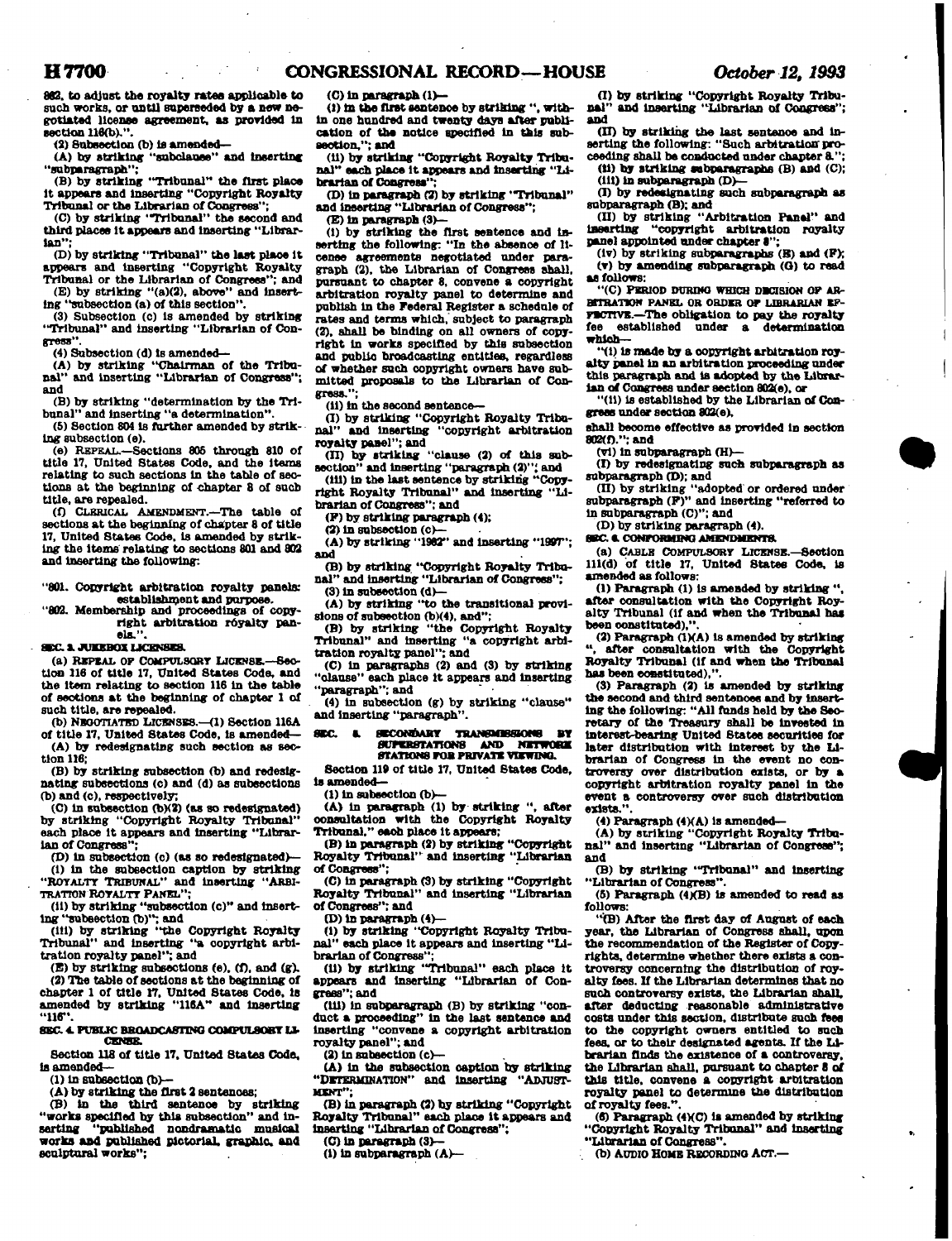802, to adjust the royalty rates applicable to such works, or until superseded by a new negotiated license agreement, as provided in section 116(b).".

(2) Subsection (b) is amended—

(A) by striking "subclause" and inserting "subparagraph";

(B) by striking "Tribunal" the first place it appears and inserting "Copyright Royalty Tribunal or the Librarian of Congress";

(C) by striking "Tribunal" the second and third places it appears and inserting "Librarian";

(D) by striking "Tribunal" the last place it appears and inserting "Copyright Royalty Tribunal or the Librarian of Congress"; and

(E) by striking "(a)(2), above" and inserting "subsection (a) of this section".

(3) Subsection (c) is amended by striking "Tribunal" and inserting "Librarian of Congress".

(4) Subsection (d) is amended—

(A) by striking "Chairman of the Tribunal" and inserting "Librarian of Congress"; and

(B) by striking "determination by the Tribunal" and inserting "a determination".

(5) Section 804 is further amended by striking subsection (e).

(e) REPEAL.—Sections 805 through 810 of title 17, United States Code, and the items relating to such sections in the table of sections at the beginning of chapter 8 of such title, are repealed.

(f) CLERICAL AMENDMENT.—The table of sections at the beginning of chapter 8 of title 17, United States Code, is amended by striking the items relating to sections 801 and 802 and inserting the following:

"801. Copyright arbitration royalty panels: establishment and purpose.
"802. Membership and proceedings of copyright arbitration royalty panels.".

**SEC. 3. JUKEBOX LICENSES.**

(a) REPEAL OF COMPULSORY LICENSE.—Section 116 of title 17, United States Code, and the item relating to section 116 in the table of sections at the beginning of chapter 1 of such title, are repealed.

(b) NEGOTIATED LICENSES.—(1) Section 116A of title 17, United States Code, is amended—

(A) by redesignating such section as section 116;

(B) by striking subsection (b) and redesignating subsections (c) and (d) as subsections (b) and (c), respectively;

(C) in subsection (b)(2) (as so redesignated) by striking "Copyright Royalty Tribunal" each place it appears and inserting "Librarian of Congress";

(D) in subsection (c) (as so redesignated)—

(i) in the subsection caption by striking "ROYALTY TRIBUNAL" and inserting "ARBITRATION ROYALTY PANEL";

(ii) by striking "subsection (c)" and inserting "subsection (b)"; and

(iii) by striking "the Copyright Royalty Tribunal" and inserting "a copyright arbitration royalty panel"; and

(E) by striking subsections (e), (f), and (g).

(2) The table of sections at the beginning of chapter 1 of title 17, United States Code, is amended by striking "116A" and inserting "116".

**SEC. 4. PUBLIC BROADCASTING COMPULSORY LICENSE.**

Section 118 of title 17, United States Code, is amended—

(1) in subsection (b)—

(A) by striking the first 2 sentences;

(B) in the third sentence by striking "works specified by this subsection" and inserting "published nondramatic musical works and published pictorial, graphic, and sculptural works";

(C) in paragraph (1)—

(i) in the first sentence by striking ", within one hundred and twenty days after publication of the notice specified in this subsection,"; and

(ii) by striking "Copyright Royalty Tribunal" each place it appears and inserting "Librarian of Congress";

(D) in paragraph (2) by striking "Tribunal" and inserting "Librarian of Congress";

(E) in paragraph (3)—

(i) by striking the first sentence and inserting the following: "In the absence of license agreements negotiated under paragraph (2), the Librarian of Congress shall, pursuant to chapter 8, convene a copyright arbitration royalty panel to determine and publish in the Federal Register a schedule of rates and terms which, subject to paragraph (2), shall be binding on all owners of copyright in works specified by this subsection and public broadcasting entities, regardless of whether such copyright owners have submitted proposals to the Librarian of Congress.";

(ii) in the second sentence—

(I) by striking "Copyright Royalty Tribunal" and inserting "copyright arbitration royalty panel"; and

(II) by striking "clause (2) of this subsection" and inserting "paragraph (2)"; and

(iii) in the last sentence by striking "Copyright Royalty Tribunal" and inserting "Librarian of Congress"; and

(F) by striking paragraph (4);

(2) in subsection (c)—

(A) by striking "1982" and inserting "1997"; and

(B) by striking "Copyright Royalty Tribunal" and inserting "Librarian of Congress";

(3) in subsection (d)—

(A) by striking "to the transitional provisions of subsection (b)(4), and";

(B) by striking "the Copyright Royalty Tribunal" and inserting "a copyright arbitration royalty panel"; and

(C) in paragraphs (2) and (3) by striking "clause" each place it appears and inserting "paragraph"; and

(4) in subsection (g) by striking "clause" and inserting "paragraph".

**SEC. 5. SECONDARY TRANSMISSIONS BY SUPERSTATIONS AND NETWORK STATIONS FOR PRIVATE VIEWING.**

Section 119 of title 17, United States Code, is amended—

(1) in subsection (b)—

(A) in paragraph (1) by striking ", after consultation with the Copyright Royalty Tribunal," each place it appears;

(B) in paragraph (2) by striking "Copyright Royalty Tribunal" and inserting "Librarian of Congress";

(C) in paragraph (3) by striking "Copyright Royalty Tribunal" and inserting "Librarian of Congress"; and

(D) in paragraph (4)—

(i) by striking "Copyright Royalty Tribunal" each place it appears and inserting "Librarian of Congress";

(ii) by striking "Tribunal" each place it appears and inserting "Librarian of Congress"; and

(iii) in subparagraph (B) by striking "conduct a proceeding" in the last sentence and inserting "convene a copyright arbitration royalty panel"; and

(2) in subsection (c)—

(A) in the subsection caption by striking "DETERMINATION" and inserting "ADJUSTMENT";

(B) in paragraph (2) by striking "Copyright Royalty Tribunal" each place it appears and inserting "Librarian of Congress";

(C) in paragraph (3)—

(i) in subparagraph (A)—

(I) by striking "Copyright Royalty Tribunal" and inserting "Librarian of Congress"; and

(II) by striking the last sentence and inserting the following: "Such arbitration proceeding shall be conducted under chapter 8.";

(ii) by striking subparagraphs (B) and (C);

(iii) in subparagraph (D)—

(I) by redesignating such subparagraph as subparagraph (B); and

(II) by striking "Arbitration Panel" and inserting "copyright arbitration royalty panel appointed under chapter 8";

(iv) by striking subparagraphs (E) and (F);

(v) by amending subparagraph (G) to read as follows:

"(C) PERIOD DURING WHICH DECISION OF ARBITRATION PANEL OR ORDER OF LIBRARIAN EFFECTIVE.—The obligation to pay the royalty fee established under a determination which—

"(i) is made by a copyright arbitration royalty panel in an arbitration proceeding under this paragraph and is adopted by the Librarian of Congress under section 802(e), or

"(ii) is established by the Librarian of Congress under section 802(e),

shall become effective as provided in section 802(f)."; and

(vi) in subparagraph (H)—

(I) by redesignating such subparagraph as subparagraph (D); and

(II) by striking "adopted or ordered under subparagraph (F)" and inserting "referred to in subparagraph (C)"; and

(D) by striking paragraph (4).

**SEC. 6. CONFORMING AMENDMENTS.**

(a) CABLE COMPULSORY LICENSE.—Section 111(d) of title 17, United States Code, is amended as follows:

(1) Paragraph (1) is amended by striking ", after consultation with the Copyright Royalty Tribunal (if and when the Tribunal has been constituted),".

(2) Paragraph (1)(A) is amended by striking ", after consultation with the Copyright Royalty Tribunal (if and when the Tribunal has been constituted),".

(3) Paragraph (2) is amended by striking the second and third sentences and by inserting the following: "All funds held by the Secretary of the Treasury shall be invested in interest-bearing United States securities for later distribution with interest by the Librarian of Congress in the event no controversy over distribution exists, or by a copyright arbitration royalty panel in the event a controversy over such distribution exists.".

(4) Paragraph (4)(A) is amended—

(A) by striking "Copyright Royalty Tribunal" and inserting "Librarian of Congress"; and

(B) by striking "Tribunal" and inserting "Librarian of Congress".

(5) Paragraph (4)(B) is amended to read as follows:

"(B) After the first day of August of each year, the Librarian of Congress shall, upon the recommendation of the Register of Copyrights, determine whether there exists a controversy concerning the distribution of royalty fees. If the Librarian determines that no such controversy exists, the Librarian shall, after deducting reasonable administrative costs under this section, distribute such fees to the copyright owners entitled to such fees, or to their designated agents. If the Librarian finds the existence of a controversy, the Librarian shall, pursuant to chapter 8 of this title, convene a copyright arbitration royalty panel to determine the distribution of royalty fees.".

(6) Paragraph (4)(C) is amended by striking "Copyright Royalty Tribunal" and inserting "Librarian of Congress".

(b) AUDIO HOME RECORDING ACT.—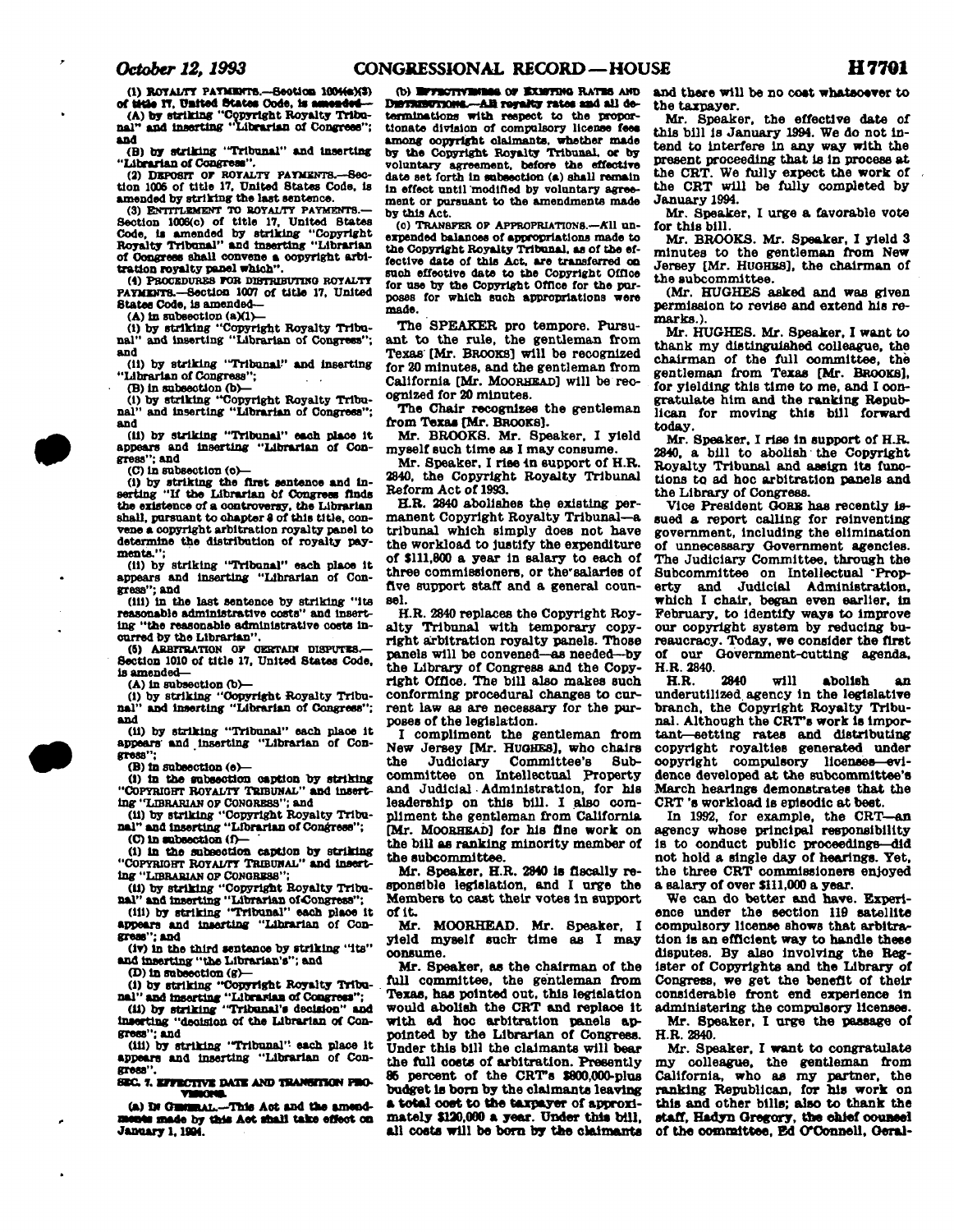(1) ROYALTY PAYMENTS.—Section 1004(a)(3) of title 17, United States Code, is amended—

(A) by striking "Copyright Royalty Tribunal" and inserting "Librarian of Congress"; and

(B) by striking "Tribunal" and inserting "Librarian of Congress".

(2) DEPOSIT OF ROYALTY PAYMENTS.—Section 1005 of title 17, United States Code, is amended by striking the last sentence.

(3) ENTITLEMENT TO ROYALTY PAYMENTS.—Section 1006(c) of title 17, United States Code, is amended by striking "Copyright Royalty Tribunal" and inserting "Librarian of Congress shall convene a copyright arbitration royalty panel which".

(4) PROCEDURES FOR DISTRIBUTING ROYALTY PAYMENTS.—Section 1007 of title 17, United States Code, is amended—

(A) in subsection (a)(1)—

(i) by striking "Copyright Royalty Tribunal" and inserting "Librarian of Congress"; and

(ii) by striking "Tribunal" and inserting "Librarian of Congress";

(B) in subsection (b)—

(i) by striking "Copyright Royalty Tribunal" and inserting "Librarian of Congress"; and

(ii) by striking "Tribunal" each place it appears and inserting "Librarian of Congress"; and

(C) in subsection (c)—

(i) by striking the first sentence and inserting "If the Librarian of Congress finds the existence of a controversy, the Librarian shall, pursuant to chapter 8 of this title, convene a copyright arbitration royalty panel to determine the distribution of royalty payments.";

(ii) by striking "Tribunal" each place it appears and inserting "Librarian of Congress"; and

(iii) in the last sentence by striking "its reasonable administrative costs" and inserting "the reasonable administrative costs incurred by the Librarian".

(5) ARBITRATION OF CERTAIN DISPUTES.—Section 1010 of title 17, United States Code, is amended—

(A) in subsection (b)—

(i) by striking "Copyright Royalty Tribunal" and inserting "Librarian of Congress"; and

(ii) by striking "Tribunal" each place it appears and inserting "Librarian of Congress";

(B) in subsection (e)—

(i) in the subsection caption by striking "COPYRIGHT ROYALTY TRIBUNAL" and inserting "LIBRARIAN OF CONGRESS"; and

(ii) by striking "Copyright Royalty Tribunal" and inserting "Librarian of Congress";

(C) in subsection (f)—

(i) in the subsection caption by striking "COPYRIGHT ROYALTY TRIBUNAL" and inserting "LIBRARIAN OF CONGRESS";

(ii) by striking "Copyright Royalty Tribunal" and inserting "Librarian of Congress";

(iii) by striking "Tribunal" each place it appears and inserting "Librarian of Congress"; and

(iv) in the third sentence by striking "its" and inserting "the Librarian's"; and

(D) in subsection (g)—

(i) by striking "Copyright Royalty Tribunal" and inserting "Librarian of Congress";

(ii) by striking "Tribunal's decision" and inserting "decision of the Librarian of Congress"; and

(iii) by striking "Tribunal" each place it appears and inserting "Librarian of Congress".

**SEC. 7. EFFECTIVE DATE AND TRANSITION PROVISIONS.**

(a) IN GENERAL.—This Act and the amendments made by this Act shall take effect on January 1, 1994.

(b) EFFECTIVENESS OF EXISTING RATES AND DISTRIBUTIONS.—All royalty rates and all determinations with respect to the proportionate division of compulsory license fees among copyright claimants, whether made by the Copyright Royalty Tribunal, or by voluntary agreement, before the effective date set forth in subsection (a) shall remain in effect until modified by voluntary agreement or pursuant to the amendments made by this Act.

(c) TRANSFER OF APPROPRIATIONS.—All unexpended balances of appropriations made to the Copyright Royalty Tribunal, as of the effective date of this Act, are transferred on such effective date to the Copyright Office for use by the Copyright Office for the purposes for which such appropriations were made.

The SPEAKER pro tempore. Pursuant to the rule, the gentleman from Texas [Mr. BROOKS] will be recognized for 20 minutes, and the gentleman from California [Mr. MOORHEAD] will be recognized for 20 minutes.

The Chair recognizes the gentleman from Texas [Mr. BROOKS].

Mr. BROOKS. Mr. Speaker, I yield myself such time as I may consume.

Mr. Speaker, I rise in support of H.R. 2840, the Copyright Royalty Tribunal Reform Act of 1993.

H.R. 2840 abolishes the existing permanent Copyright Royalty Tribunal—a tribunal which simply does not have the workload to justify the expenditure of $111,800 a year in salary to each of three commissioners, or the salaries of five support staff and a general counsel.

H.R. 2840 replaces the Copyright Royalty Tribunal with temporary copyright arbitration royalty panels. Those panels will be convened—as needed—by the Library of Congress and the Copyright Office. The bill also makes such conforming procedural changes to current law as are necessary for the purposes of the legislation.

I compliment the gentleman from New Jersey [Mr. HUGHES], who chairs the Judiciary Committee's Subcommittee on Intellectual Property and Judicial Administration, for his leadership on this bill. I also compliment the gentleman from California [Mr. MOORHEAD] for his fine work on the bill as ranking minority member of the subcommittee.

Mr. Speaker, H.R. 2840 is fiscally responsible legislation, and I urge the Members to cast their votes in support of it.

Mr. MOORHEAD. Mr. Speaker, I yield myself such time as I may consume.

Mr. Speaker, as the chairman of the full committee, the gentleman from Texas, has pointed out, this legislation would abolish the CRT and replace it with ad hoc arbitration panels appointed by the Librarian of Congress. Under this bill the claimants will bear the full costs of arbitration. Presently 85 percent of the CRT's $800,000-plus budget is born by the claimants leaving a total cost to the taxpayer of approximately $120,000 a year. Under this bill, all costs will be born by the claimants and there will be no cost whatsoever to the taxpayer.

Mr. Speaker, the effective date of this bill is January 1994. We do not intend to interfere in any way with the present proceeding that is in process at the CRT. We fully expect the work of the CRT will be fully completed by January 1994.

Mr. Speaker, I urge a favorable vote for this bill.

Mr. BROOKS. Mr. Speaker, I yield 3 minutes to the gentleman from New Jersey [Mr. HUGHES], the chairman of the subcommittee.

(Mr. HUGHES asked and was given permission to revise and extend his remarks.)

Mr. HUGHES. Mr. Speaker, I want to thank my distinguished colleague, the chairman of the full committee, the gentleman from Texas [Mr. BROOKS], for yielding this time to me, and I congratulate him and the ranking Republican for moving this bill forward today.

Mr. Speaker, I rise in support of H.R. 2840, a bill to abolish the Copyright Royalty Tribunal and assign its functions to ad hoc arbitration panels and the Library of Congress.

Vice President GORE has recently issued a report calling for reinventing government, including the elimination of unnecessary Government agencies. The Judiciary Committee, through the Subcommittee on Intellectual Property and Judicial Administration, which I chair, began even earlier, in February, to identify ways to improve our copyright system by reducing bureaucracy. Today, we consider the first of our Government-cutting agenda, H.R. 2840.

H.R. 2840 will abolish an underutilized agency in the legislative branch, the Copyright Royalty Tribunal. Although the CRT's work is important—setting rates and distributing copyright royalties generated under copyright compulsory licenses—evidence developed at the subcommittee's March hearings demonstrates that the CRT's workload is episodic at best.

In 1992, for example, the CRT—an agency whose principal responsibility is to conduct public proceedings—did not hold a single day of hearings. Yet, the three CRT commissioners enjoyed a salary of over $111,000 a year.

We can do better and have. Experience under the section 119 satellite compulsory license shows that arbitration is an efficient way to handle these disputes. By also involving the Register of Copyrights and the Library of Congress, we get the benefit of their considerable front end experience in administering the compulsory licenses.

Mr. Speaker, I urge the passage of H.R. 2840.

Mr. Speaker, I want to congratulate my colleague, the gentleman from California, who as my partner, the ranking Republican, for his work on this and other bills; also to thank the staff, Hadyn Gregory, the chief counsel of the committee, Ed O'Connell, Geral-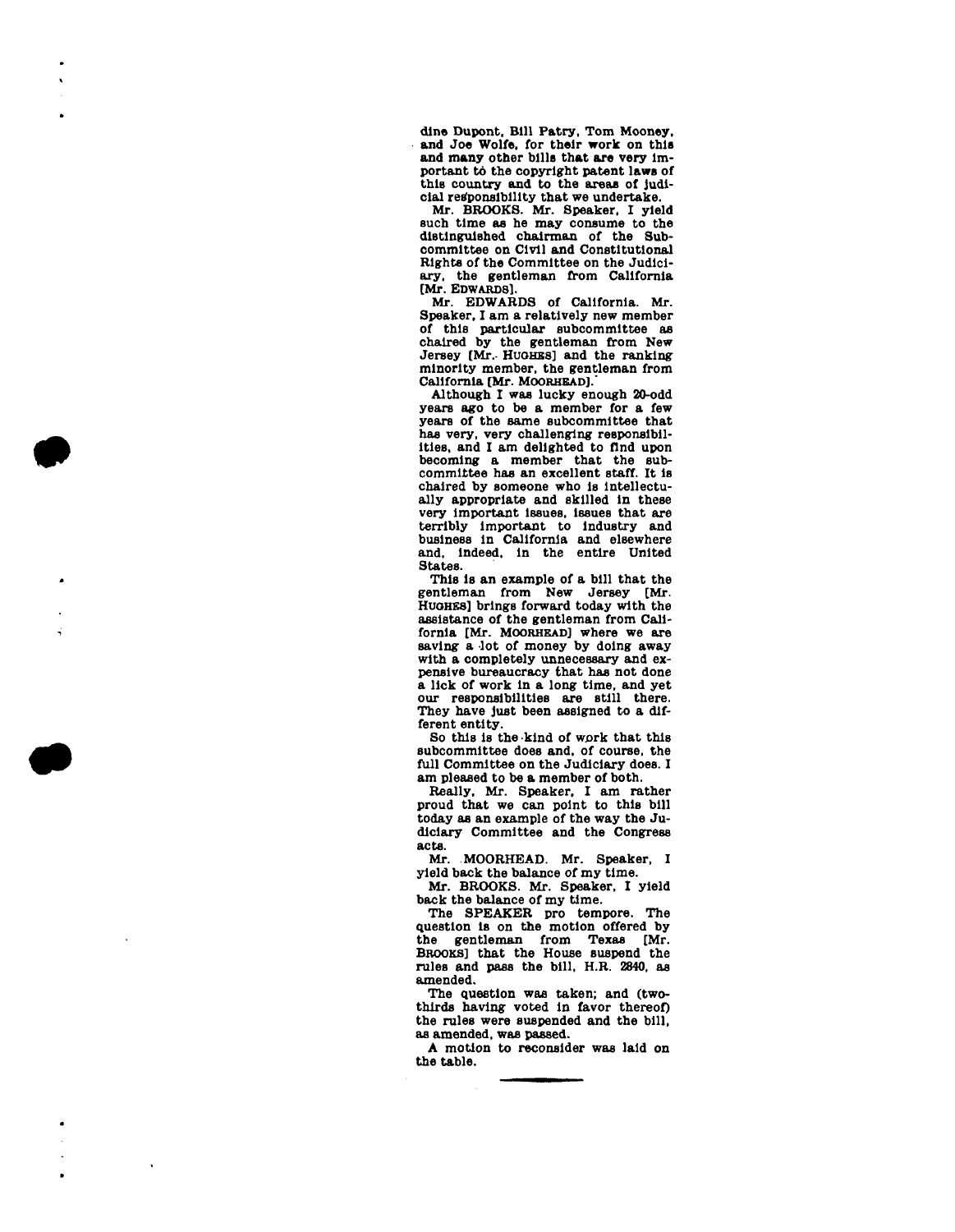dine Dupont, Bill Patry, Tom Mooney, and Joe Wolfe, for their work on this and many other bills that are very important to the copyright patent laws of this country and to the areas of judicial responsibility that we undertake.

Mr. BROOKS. Mr. Speaker, I yield such time as he may consume to the distinguished chairman of the Subcommittee on Civil and Constitutional Rights of the Committee on the Judiciary, the gentleman from California [Mr. EDWARDS].

Mr. EDWARDS of California. Mr. Speaker, I am a relatively new member of this particular subcommittee as chaired by the gentleman from New Jersey [Mr. HUGHES] and the ranking minority member, the gentleman from California [Mr. MOORHEAD].

Although I was lucky enough 20-odd years ago to be a member for a few years of the same subcommittee that has very, very challenging responsibilities, and I am delighted to find upon becoming a member that the subcommittee has an excellent staff. It is chaired by someone who is intellectually appropriate and skilled in these very important issues, issues that are terribly important to industry and business in California and elsewhere and, indeed, in the entire United States.

This is an example of a bill that the gentleman from New Jersey [Mr. HUGHES] brings forward today with the assistance of the gentleman from California [Mr. MOORHEAD] where we are saving a lot of money by doing away with a completely unnecessary and expensive bureaucracy that has not done a lick of work in a long time, and yet our responsibilities are still there. They have just been assigned to a different entity.

So this is the kind of work that this subcommittee does and, of course, the full Committee on the Judiciary does. I am pleased to be a member of both.

Really, Mr. Speaker, I am rather proud that we can point to this bill today as an example of the way the Judiciary Committee and the Congress acts.

Mr. MOORHEAD. Mr. Speaker, I yield back the balance of my time.

Mr. BROOKS. Mr. Speaker, I yield back the balance of my time.

The SPEAKER pro tempore. The question is on the motion offered by the gentleman from Texas [Mr. BROOKS] that the House suspend the rules and pass the bill, H.R. 2840, as amended.

The question was taken; and (two-thirds having voted in favor thereof) the rules were suspended and the bill, as amended, was passed.

A motion to reconsider was laid on the table.